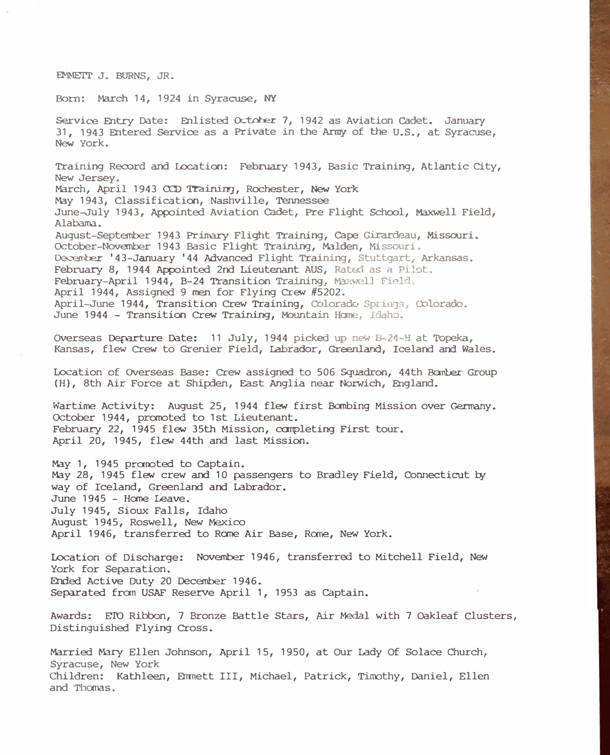EMMETT J. BURNS, JR.

Born: March 14, 1924 in Syracuse, NY

Service Entry Date: Enlisted October 7, 1942 as Aviation Cadet. January 31, 1943 Entered Service as a Private in the Army of the U.S., at Syracuse, New York.

Training Record and Location: February 1943, Basic Training, Atlantic City, New Jersey.
March, April 1943 CCD Training, Rochester, New York
May 1943, Classification, Nashville, Tennessee
June-July 1943, Appointed Aviation Cadet, Pre Flight School, Maxwell Field, Alabama.
August-September 1943 Primary Flight Training, Cape Girardeau, Missouri.
October-November 1943 Basic Flight Training, Malden, Missouri.
December '43-January '44 Advanced Flight Training, Stuttgart, Arkansas.
February 8, 1944 Appointed 2nd Lieutenant AUS, Rated as a Pilot.
February-April 1944, B-24 Transition Training, Maxwell Field.
April 1944, Assigned 9 men for Flying Crew #5202.
April-June 1944, Transition Crew Training, Colorado Springs, Colorado.
June 1944 - Transition Crew Training, Mountain Home, Idaho.

Overseas Departure Date: 11 July, 1944 picked up new B-24-H at Topeka, Kansas, flew Crew to Grenier Field, Labrador, Greenland, Iceland and Wales.

Location of Overseas Base: Crew assigned to 506 Squadron, 44th Bomber Group (H), 8th Air Force at Shipden, East Anglia near Norwich, England.

Wartime Activity: August 25, 1944 flew first Bombing Mission over Germany.
October 1944, promoted to 1st Lieutenant.
February 22, 1945 flew 35th Mission, completing First tour.
April 20, 1945, flew 44th and last Mission.

May 1, 1945 promoted to Captain.
May 28, 1945 flew crew and 10 passengers to Bradley Field, Connecticut by way of Iceland, Greenland and Labrador.
June 1945 - Home Leave.
July 1945, Sioux Falls, Idaho
August 1945, Roswell, New Mexico
April 1946, transferred to Rome Air Base, Rome, New York.

Location of Discharge: November 1946, transferred to Mitchell Field, New York for Separation.
Ended Active Duty 20 December 1946.
Separated from USAF Reserve April 1, 1953 as Captain.

Awards: ETO Ribbon, 7 Bronze Battle Stars, Air Medal with 7 Oakleaf Clusters, Distinguished Flying Cross.

Married Mary Ellen Johnson, April 15, 1950, at Our Lady Of Solace Church, Syracuse, New York
Children: Kathleen, Emmett III, Michael, Patrick, Timothy, Daniel, Ellen and Thomas.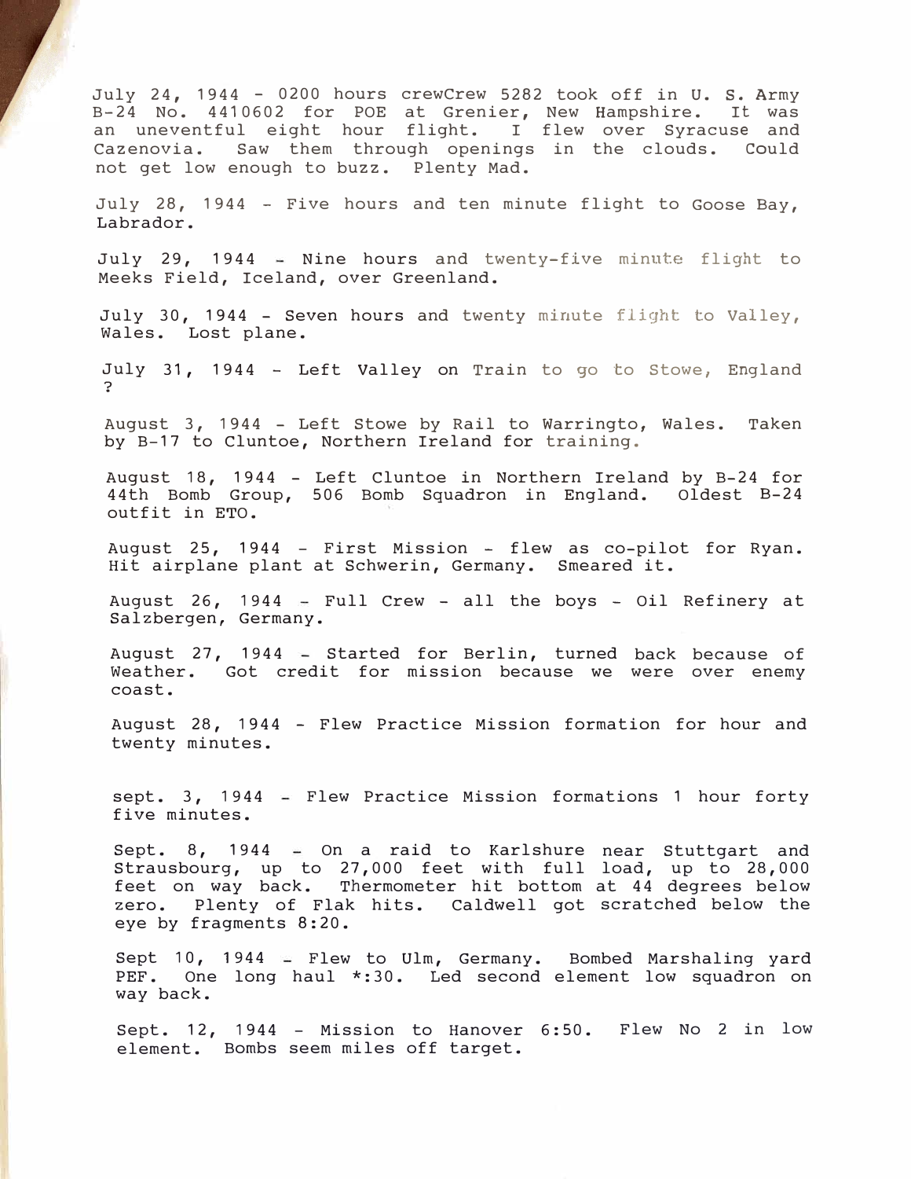July 24, 1944 - 0200 hours crewCrew 5282 took off in U. S. Army B-24 No. 4410602 for POE at Grenier, New Hampshire. It was an uneventful eight hour flight. I flew over Syracuse and Cazenovia. Saw them through openings in the clouds. Could not get low enough to buzz. Plenty Mad.

July 28, 1944 - Five hours and ten minute flight to Goose Bay, Labrador.

July 29, 1944 - Nine hours and twenty-five minute flight to Meeks Field, Iceland, over Greenland.

July 30, 1944 - Seven hours and twenty minute flight to Valley, Wales. Lost plane.

July 31, 1944 - Left Valley on Train to go to Stowe, England ?

August 3, 1944 - Left Stowe by Rail to Warringto, Wales. Taken by B-17 to Cluntoe, Northern Ireland for training.

August 18, 1944 - Left Cluntoe in Northern Ireland by B-24 for 44th Bomb Group, 506 Bomb Squadron in England. Oldest B-24 outfit in ETO.

August 25, 1944 - First Mission - flew as co-pilot for Ryan. Hit airplane plant at Schwerin, Germany. Smeared it.

August 26, 1944 - Full Crew - all the boys - Oil Refinery at Salzbergen, Germany.

August 27, 1944 - Started for Berlin, turned back because of Weather. Got credit for mission because we were over enemy coast.

August 28, 1944 - Flew Practice Mission formation for hour and twenty minutes.

sept. 3, 1944 - Flew Practice Mission formations 1 hour forty five minutes.

Sept. 8, 1944 - On a raid to Karlshure near Stuttgart and Strausbourg, up to 27,000 feet with full load, up to 28,000 feet on way back. Thermometer hit bottom at 44 degrees below zero. Plenty of Flak hits. Caldwell got scratched below the eye by fragments 8:20.

Sept 10, 1944 - Flew to Ulm, Germany. Bombed Marshaling yard PEF. One long haul *:30. Led second element low squadron on way back.

Sept. 12, 1944 - Mission to Hanover 6:50. Flew No 2 in low element. Bombs seem miles off target.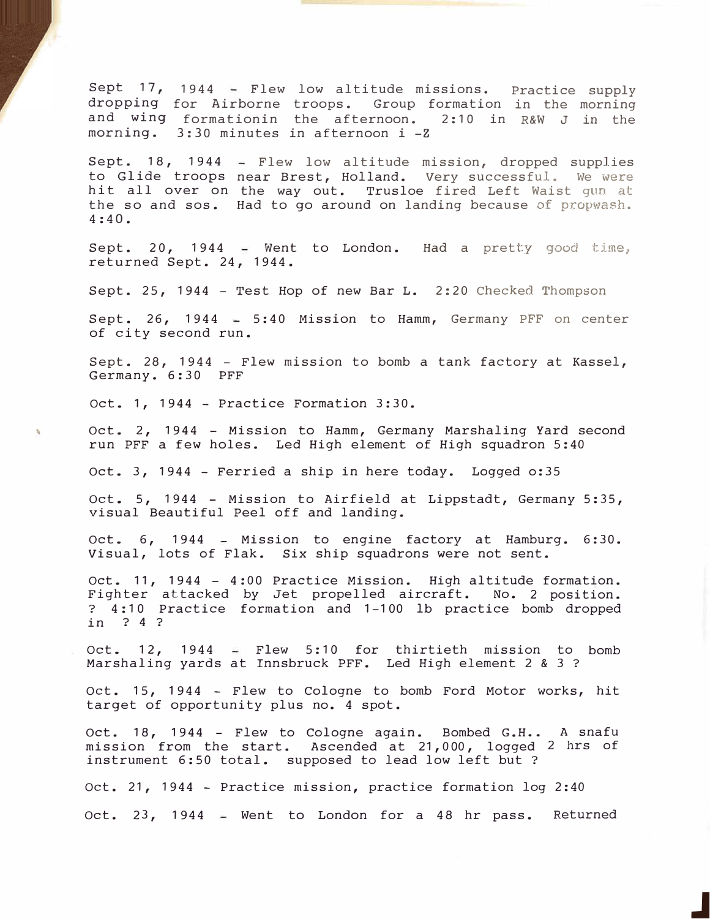Sept 17, 1944 - Flew low altitude missions. Practice supply dropping for Airborne troops. Group formation in the morning and wing formationin the afternoon. 2:10 in R&W J in the morning. 3:30 minutes in afternoon i -Z

Sept. 18, 1944 - Flew low altitude mission, dropped supplies to Glide troops near Brest, Holland. Very successful. We were hit all over on the way out. Trusloe fired Left Waist gun at the so and sos. Had to go around on landing because of propwash. 4:40.

Sept. 20, 1944 - Went to London. Had a pretty good time, returned Sept. 24, 1944.

Sept. 25, 1944 - Test Hop of new Bar L. 2:20 Checked Thompson

Sept. 26, 1944 - 5:40 Mission to Hamm, Germany PFF on center of city second run.

Sept. 28, 1944 - Flew mission to bomb a tank factory at Kassel, Germany. 6:30 PFF

Oct. 1, 1944 - Practice Formation 3:30.

Oct. 2, 1944 - Mission to Hamm, Germany Marshaling Yard second run PFF a few holes. Led High element of High squadron 5:40

Oct. 3, 1944 - Ferried a ship in here today. Logged o:35

Oct. 5, 1944 - Mission to Airfield at Lippstadt, Germany 5:35, visual Beautiful Peel off and landing.

Oct. 6, 1944 - Mission to engine factory at Hamburg. 6:30. Visual, lots of Flak. Six ship squadrons were not sent.

Oct. 11, 1944 - 4:00 Practice Mission. High altitude formation. Fighter attacked by Jet propelled aircraft. No. 2 position. ? 4:10 Practice formation and 1-100 lb practice bomb dropped in ? 4 ?

Oct. 12, 1944 - Flew 5:10 for thirtieth mission to bomb Marshaling yards at Innsbruck PFF. Led High element 2 & 3 ?

Oct. 15, 1944 - Flew to Cologne to bomb Ford Motor works, hit target of opportunity plus no. 4 spot.

Oct. 18, 1944 - Flew to Cologne again. Bombed G.H.. A snafu mission from the start. Ascended at 21,000, logged 2 hrs of instrument 6:50 total. supposed to lead low left but ?

Oct. 21, 1944 - Practice mission, practice formation log 2:40

Oct. 23, 1944 - Went to London for a 48 hr pass. Returned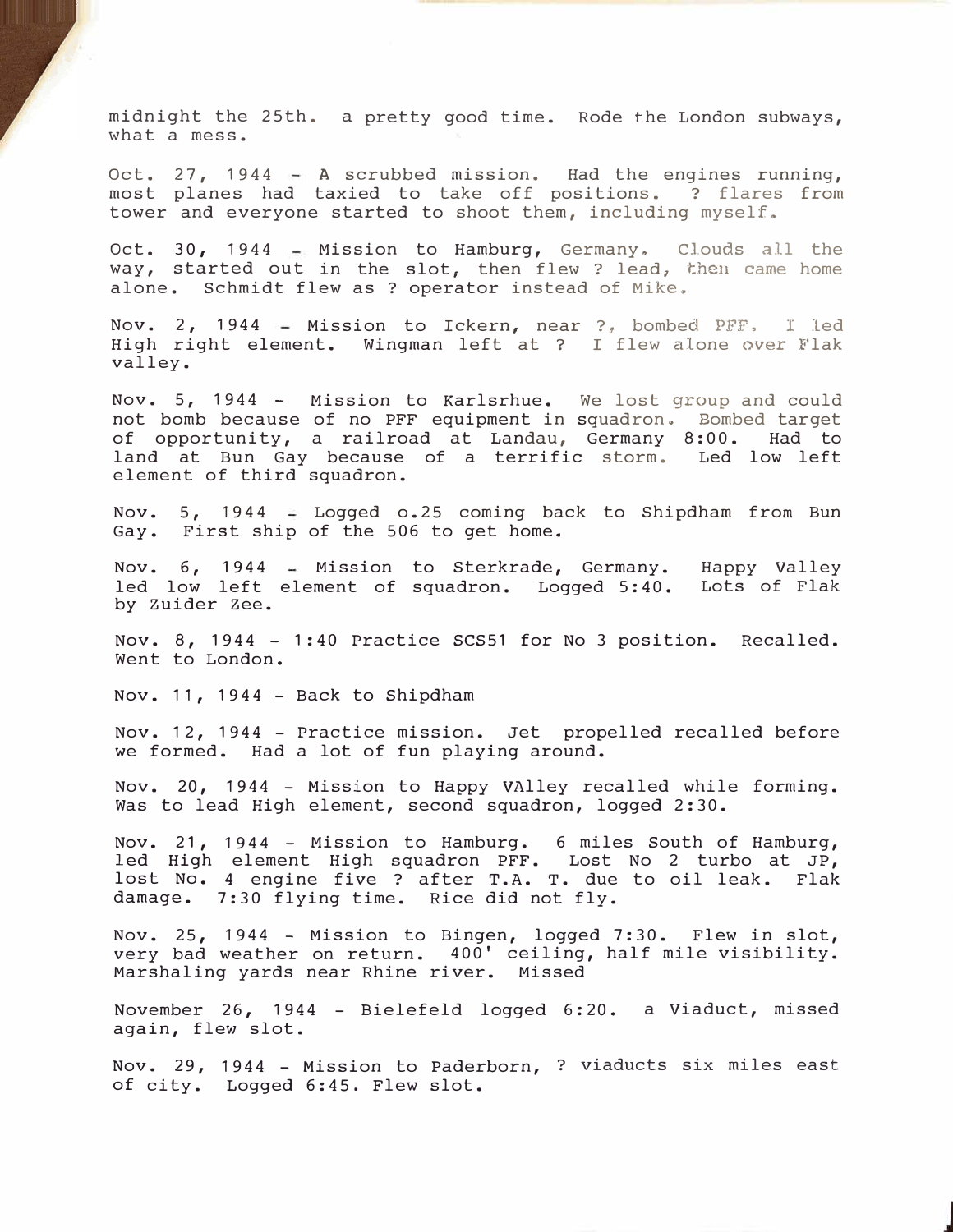midnight the 25th. a pretty good time. Rode the London subways, what a mess.

Oct. 27, 1944 - A scrubbed mission. Had the engines running, most planes had taxied to take off positions. ? flares from tower and everyone started to shoot them, including myself.

Oct. 30, 1944 - Mission to Hamburg, Germany. Clouds all the way, started out in the slot, then flew ? lead, then came home alone. Schmidt flew as ? operator instead of Mike.

Nov. 2, 1944 - Mission to Ickern, near ?, bombed PFF. I led High right element. Wingman left at ? I flew alone over Flak valley.

Nov. 5, 1944 - Mission to Karlsrhue. We lost group and could not bomb because of no PFF equipment in squadron. Bombed target of opportunity, a railroad at Landau, Germany 8:00. Had to land at Bun Gay because of a terrific storm. Led low left element of third squadron.

Nov. 5, 1944 - Logged o.25 coming back to Shipdham from Bun Gay. First ship of the 506 to get home.

Nov. 6, 1944 - Mission to Sterkrade, Germany. Happy Valley led low left element of squadron. Logged 5:40. Lots of Flak by Zuider Zee.

Nov. 8, 1944 - 1:40 Practice SCS51 for No 3 position. Recalled. Went to London.

Nov. 11, 1944 - Back to Shipdham

Nov. 12, 1944 - Practice mission. Jet propelled recalled before we formed. Had a lot of fun playing around.

Nov. 20, 1944 - Mission to Happy VAlley recalled while forming. Was to lead High element, second squadron, logged 2:30.

Nov. 21, 1944 - Mission to Hamburg. 6 miles South of Hamburg, led High element High squadron PFF. Lost No 2 turbo at JP, lost No. 4 engine five ? after T.A. T. due to oil leak. Flak damage. 7:30 flying time. Rice did not fly.

Nov. 25, 1944 - Mission to Bingen, logged 7:30. Flew in slot, very bad weather on return. 400' ceiling, half mile visibility. Marshaling yards near Rhine river. Missed

November 26, 1944 - Bielefeld logged 6:20. a Viaduct, missed again, flew slot.

Nov. 29, 1944 - Mission to Paderborn, ? viaducts six miles east of city. Logged 6:45. Flew slot.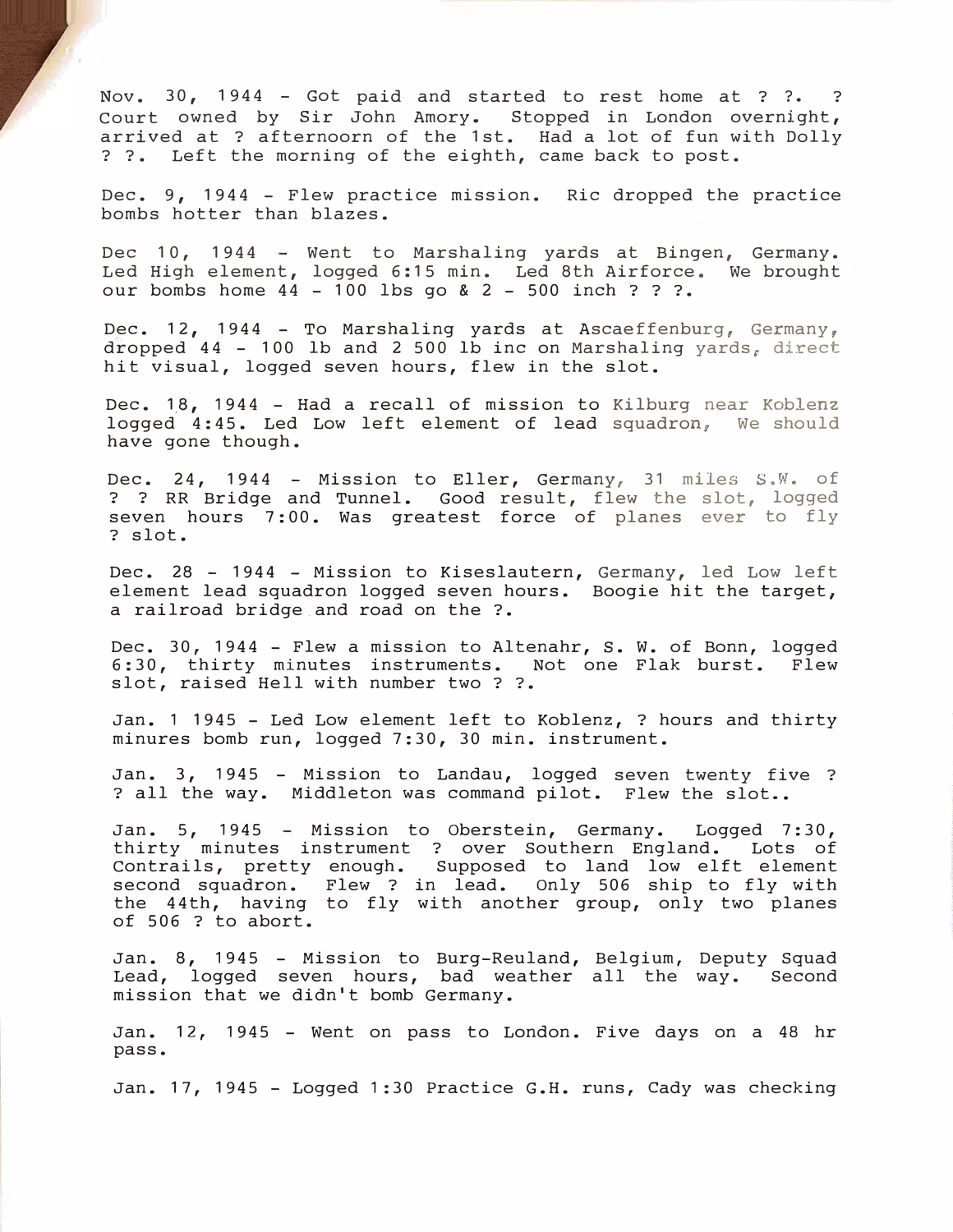Nov. 30, 1944 - Got paid and started to rest home at ? ?. ? Court owned by Sir John Amory. Stopped in London overnight, arrived at ? afternoorn of the 1st. Had a lot of fun with Dolly ? ?. Left the morning of the eighth, came back to post.

Dec. 9, 1944 - Flew practice mission. Ric dropped the practice bombs hotter than blazes.

Dec 10, 1944 - Went to Marshaling yards at Bingen, Germany. Led High element, logged 6:15 min. Led 8th Airforce. We brought our bombs home 44 - 100 lbs go & 2 - 500 inch ? ? ?.

Dec. 12, 1944 - To Marshaling yards at Ascaeffenburg, Germany, dropped 44 - 100 lb and 2 500 lb inc on Marshaling yards, direct hit visual, logged seven hours, flew in the slot.

Dec. 18, 1944 - Had a recall of mission to Kilburg near Koblenz logged 4:45. Led Low left element of lead squadron, We should have gone though.

Dec. 24, 1944 - Mission to Eller, Germany, 31 miles S.W. of ? ? RR Bridge and Tunnel. Good result, flew the slot, logged seven hours 7:00. Was greatest force of planes ever to fly ? slot.

Dec. 28 - 1944 - Mission to Kiseslautern, Germany, led Low left element lead squadron logged seven hours. Boogie hit the target, a railroad bridge and road on the ?.

Dec. 30, 1944 - Flew a mission to Altenahr, S. W. of Bonn, logged 6:30, thirty minutes instruments. Not one Flak burst. Flew slot, raised Hell with number two ? ?.

Jan. 1 1945 - Led Low element left to Koblenz, ? hours and thirty minures bomb run, logged 7:30, 30 min. instrument.

Jan. 3, 1945 - Mission to Landau, logged seven twenty five ? ? all the way. Middleton was command pilot. Flew the slot..

Jan. 5, 1945 - Mission to Oberstein, Germany. Logged 7:30, thirty minutes instrument ? over Southern England. Lots of Contrails, pretty enough. Supposed to land low elft element second squadron. Flew ? in lead. Only 506 ship to fly with the 44th, having to fly with another group, only two planes of 506 ? to abort.

Jan. 8, 1945 - Mission to Burg-Reuland, Belgium, Deputy Squad Lead, logged seven hours, bad weather all the way. Second mission that we didn't bomb Germany.

Jan. 12, 1945 - Went on pass to London. Five days on a 48 hr pass.

Jan. 17, 1945 - Logged 1:30 Practice G.H. runs, Cady was checking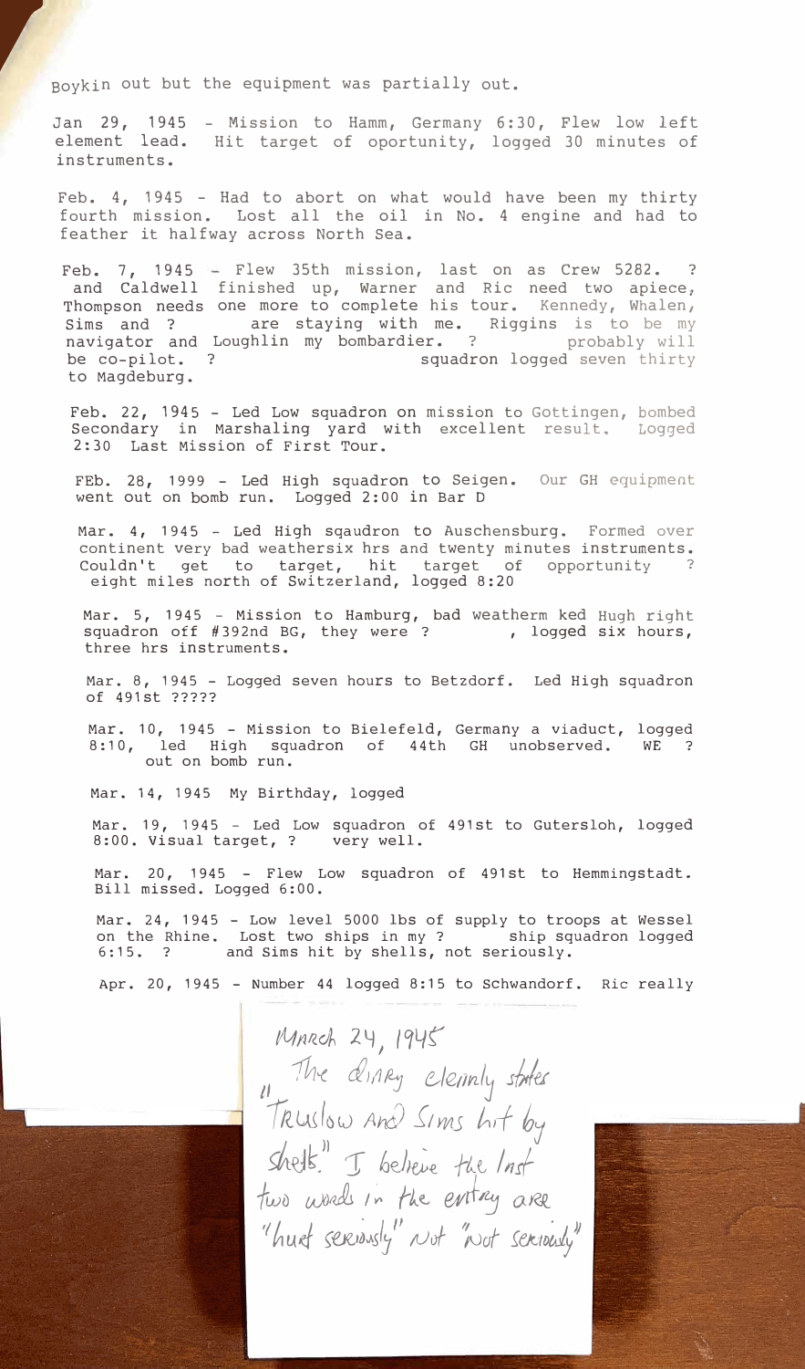Boykin out but the equipment was partially out.

Jan 29, 1945 - Mission to Hamm, Germany 6:30, Flew low left element lead. Hit target of oportunity, logged 30 minutes of instruments.

Feb. 4, 1945 - Had to abort on what would have been my thirty fourth mission. Lost all the oil in No. 4 engine and had to feather it halfway across North Sea.

Feb. 7, 1945 - Flew 35th mission, last on as Crew 5282. ? and Caldwell finished up, Warner and Ric need two apiece, Thompson needs one more to complete his tour. Kennedy, Whalen, Sims and ? are staying with me. Riggins is to be my navigator and Loughlin my bombardier. ? probably will be co-pilot. ? squadron logged seven thirty to Magdeburg.

Feb. 22, 1945 - Led Low squadron on mission to Gottingen, bombed Secondary in Marshaling yard with excellent result. Logged 2:30 Last Mission of First Tour.

FEb. 28, 1999 - Led High squadron to Seigen. Our GH equipment went out on bomb run. Logged 2:00 in Bar D

Mar. 4, 1945 - Led High sqaudron to Auschensburg. Formed over continent very bad weathersix hrs and twenty minutes instruments. Couldn't get to target, hit target of opportunity ? eight miles north of Switzerland, logged 8:20

Mar. 5, 1945 - Mission to Hamburg, bad weatherm ked Hugh right squadron off #392nd BG, they were ? , logged six hours, three hrs instruments.

Mar. 8, 1945 - Logged seven hours to Betzdorf. Led High squadron of 491st ?????

Mar. 10, 1945 - Mission to Bielefeld, Germany a viaduct, logged 8:10, led High squadron of 44th GH unobserved. WE ? out on bomb run.

Mar. 14, 1945 My Birthday, logged

Mar. 19, 1945 - Led Low squadron of 491st to Gutersloh, logged 8:00. Visual target, ? very well.

Mar. 20, 1945 - Flew Low squadron of 491st to Hemmingstadt. Bill missed. Logged 6:00.

Mar. 24, 1945 - Low level 5000 lbs of supply to troops at Wessel on the Rhine. Lost two ships in my ? ship squadron logged 6:15. ? and Sims hit by shells, not seriously.

Apr. 20, 1945 - Number 44 logged 8:15 to Schwandorf. Ric really

*March 24, 1945*
*"The diary clearly states "Truslow and Sims hit by shells." I believe the last two words in the entry are "hurt seriously" not "not seriously"*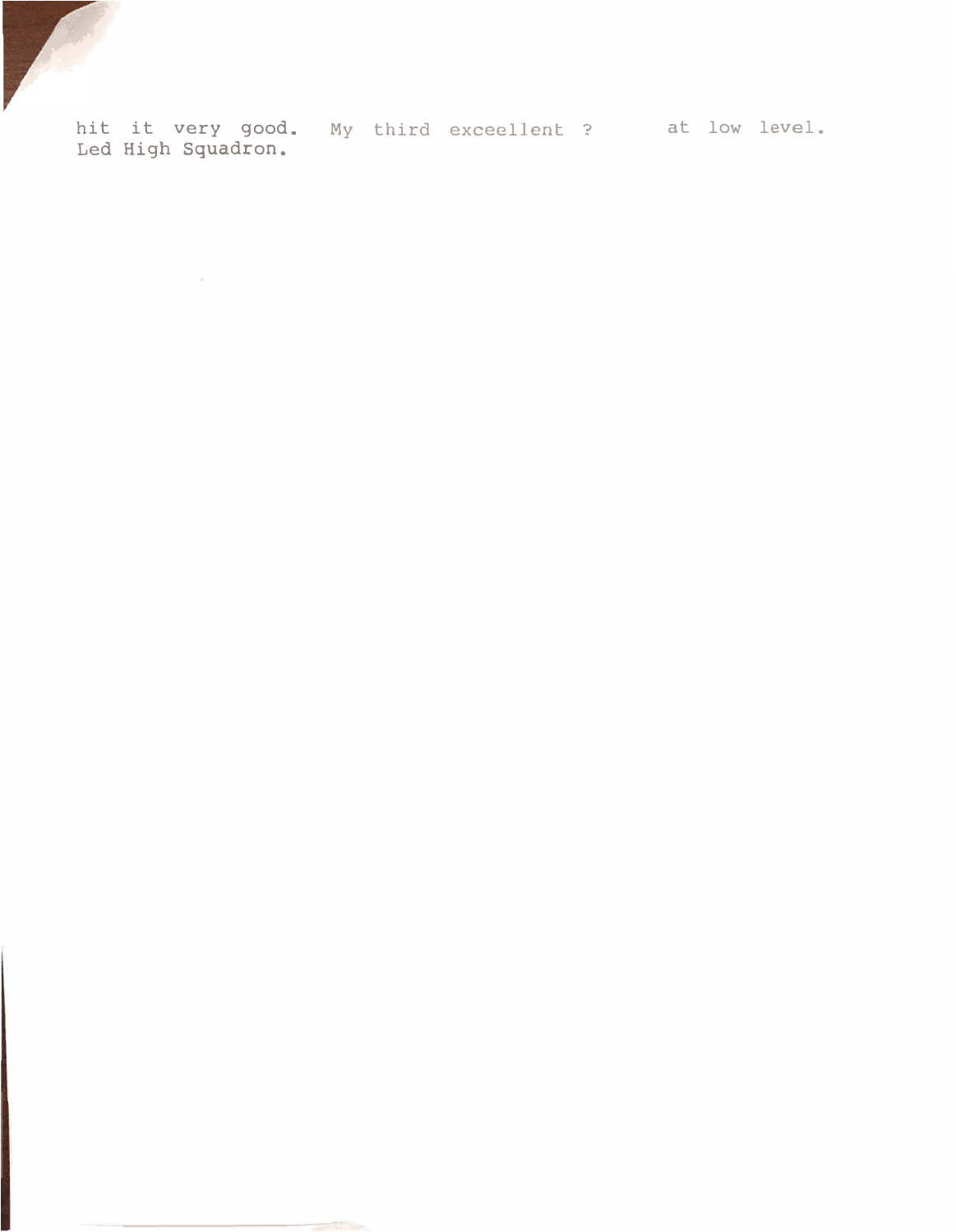hit it very good. My third exceellent ? at low level.
Led High Squadron.